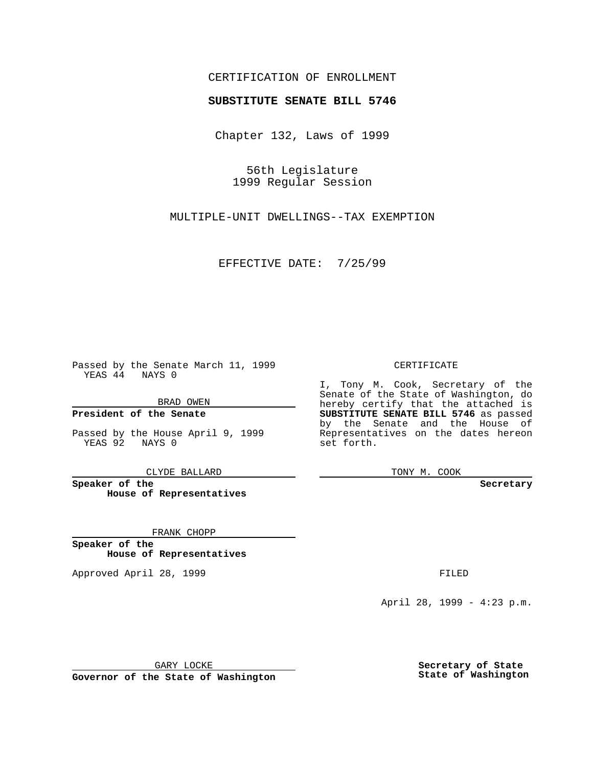CERTIFICATION OF ENROLLMENT

**SUBSTITUTE SENATE BILL 5746**

Chapter 132, Laws of 1999

56th Legislature
1999 Regular Session

MULTIPLE-UNIT DWELLINGS--TAX EXEMPTION

EFFECTIVE DATE: 7/25/99

Passed by the Senate March 11, 1999
YEAS 44 NAYS 0

BRAD OWEN

**President of the Senate**

Passed by the House April 9, 1999
YEAS 92 NAYS 0

CLYDE BALLARD

**Speaker of the House of Representatives**

FRANK CHOPP

**Speaker of the House of Representatives**

Approved April 28, 1999

GARY LOCKE

**Governor of the State of Washington**

CERTIFICATE

I, Tony M. Cook, Secretary of the Senate of the State of Washington, do hereby certify that the attached is **SUBSTITUTE SENATE BILL 5746** as passed by the Senate and the House of Representatives on the dates hereon set forth.

TONY M. COOK

**Secretary**

FILED

April 28, 1999 - 4:23 p.m.

**Secretary of State**
**State of Washington**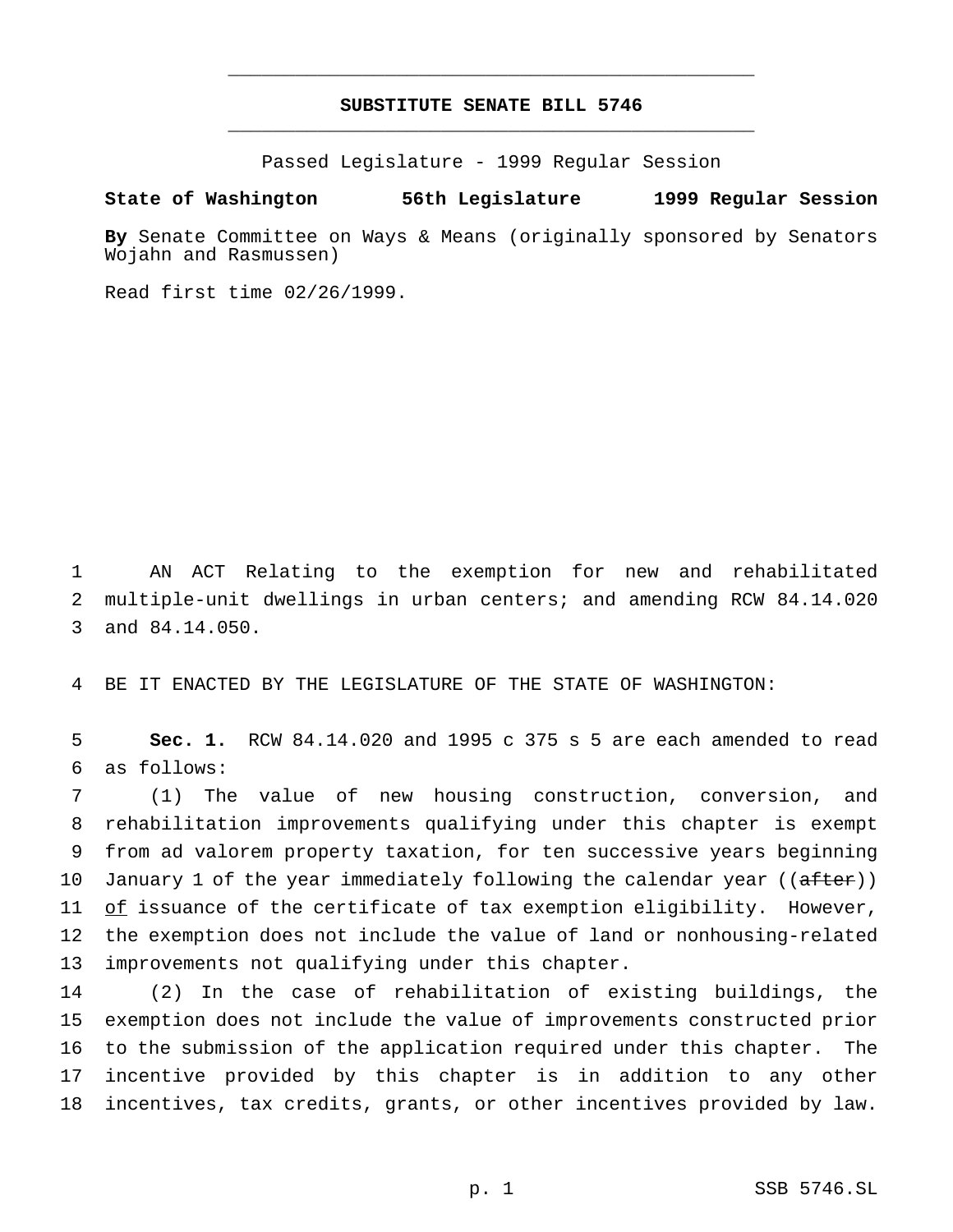# SUBSTITUTE SENATE BILL 5746

Passed Legislature - 1999 Regular Session

**State of Washington 56th Legislature 1999 Regular Session**

**By** Senate Committee on Ways & Means (originally sponsored by Senators Wojahn and Rasmussen)

Read first time 02/26/1999.

AN ACT Relating to the exemption for new and rehabilitated multiple-unit dwellings in urban centers; and amending RCW 84.14.020 and 84.14.050.

BE IT ENACTED BY THE LEGISLATURE OF THE STATE OF WASHINGTON:

**Sec. 1.** RCW 84.14.020 and 1995 c 375 s 5 are each amended to read as follows:

(1) The value of new housing construction, conversion, and rehabilitation improvements qualifying under this chapter is exempt from ad valorem property taxation, for ten successive years beginning January 1 of the year immediately following the calendar year ((~~after~~)) <u>of</u> issuance of the certificate of tax exemption eligibility. However, the exemption does not include the value of land or nonhousing-related improvements not qualifying under this chapter.

(2) In the case of rehabilitation of existing buildings, the exemption does not include the value of improvements constructed prior to the submission of the application required under this chapter. The incentive provided by this chapter is in addition to any other incentives, tax credits, grants, or other incentives provided by law.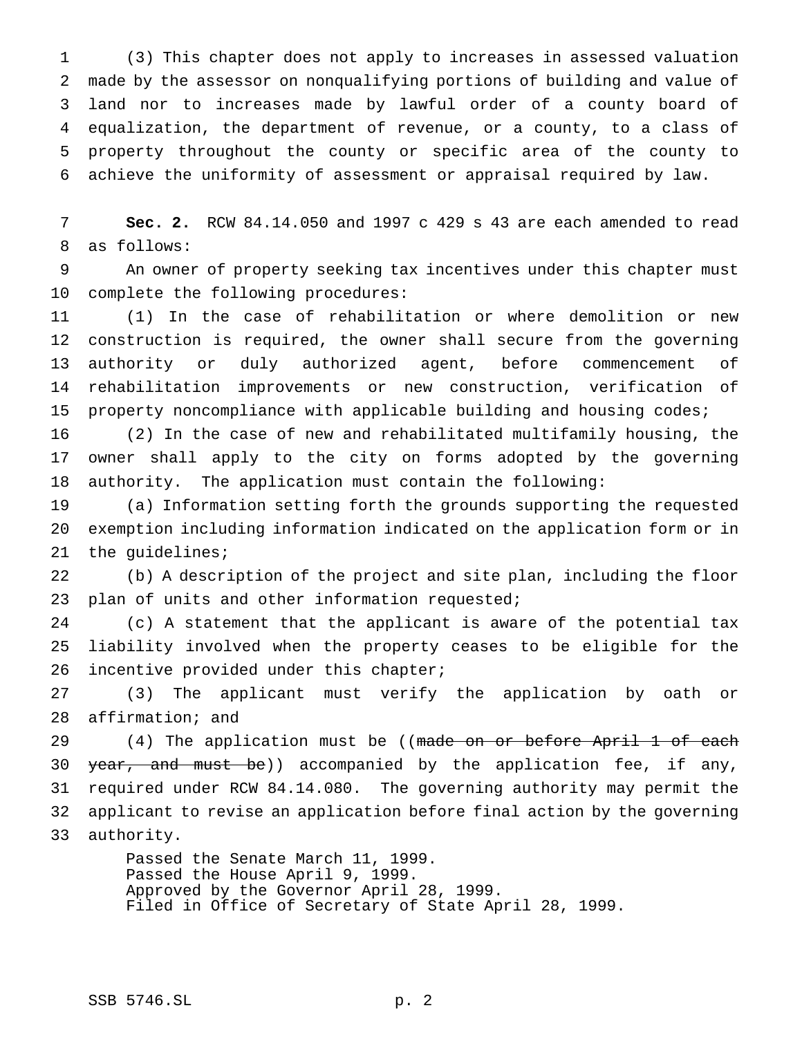(3) This chapter does not apply to increases in assessed valuation made by the assessor on nonqualifying portions of building and value of land nor to increases made by lawful order of a county board of equalization, the department of revenue, or a county, to a class of property throughout the county or specific area of the county to achieve the uniformity of assessment or appraisal required by law.

**Sec. 2.** RCW 84.14.050 and 1997 c 429 s 43 are each amended to read as follows:

An owner of property seeking tax incentives under this chapter must complete the following procedures:

(1) In the case of rehabilitation or where demolition or new construction is required, the owner shall secure from the governing authority or duly authorized agent, before commencement of rehabilitation improvements or new construction, verification of property noncompliance with applicable building and housing codes;

(2) In the case of new and rehabilitated multifamily housing, the owner shall apply to the city on forms adopted by the governing authority. The application must contain the following:

(a) Information setting forth the grounds supporting the requested exemption including information indicated on the application form or in the guidelines;

(b) A description of the project and site plan, including the floor plan of units and other information requested;

(c) A statement that the applicant is aware of the potential tax liability involved when the property ceases to be eligible for the incentive provided under this chapter;

(3) The applicant must verify the application by oath or affirmation; and

(4) The application must be ((~~made on or before April 1 of each year, and must be~~)) accompanied by the application fee, if any, required under RCW 84.14.080. The governing authority may permit the applicant to revise an application before final action by the governing authority.

Passed the Senate March 11, 1999.
Passed the House April 9, 1999.
Approved by the Governor April 28, 1999.
Filed in Office of Secretary of State April 28, 1999.